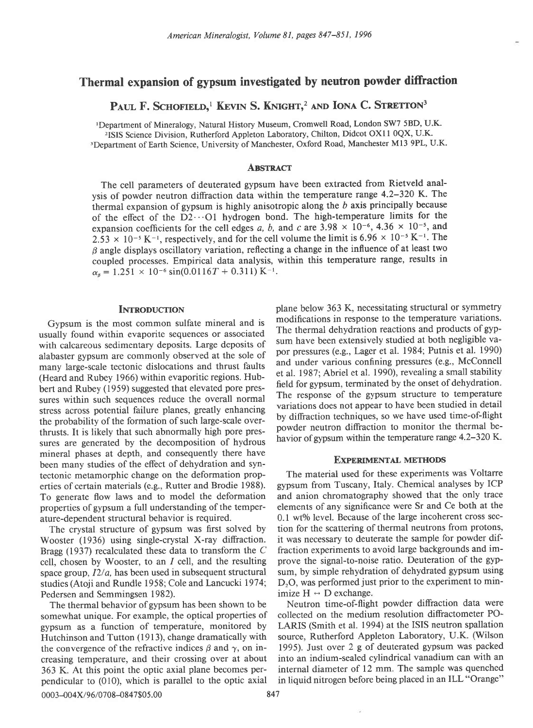# Thermal expansion of gypsum investigated by neutron powder diffraction

**Paul F. Schofield,**[1] **Kevin S. Knight,**[2] **and Iona C. Stretton**[3]

[1]Department of Mineralogy, Natural History Museum, Cromwell Road, London SW7 5BD, U.K.
[2]ISIS Science Division, Rutherford Appleton Laboratory, Chilton, Didcot OX11 0QX, U.K.
[3]Department of Earth Science, University of Manchester, Oxford Road, Manchester M13 9PL, U.K.

## Abstract

The cell parameters of deuterated gypsum have been extracted from Rietveld analysis of powder neutron diffraction data within the temperature range 4.2–320 K. The thermal expansion of gypsum is highly anisotropic along the *b* axis principally because of the effect of the D2···O1 hydrogen bond. The high-temperature limits for the expansion coefficients for the cell edges *a*, *b*, and *c* are $3.98 \times 10^{-6}$, $4.36 \times 10^{-5}$, and $2.53 \times 10^{-5}$ $K^{-1}$, respectively, and for the cell volume the limit is $6.96 \times 10^{-5}$ $K^{-1}$. The $\beta$ angle displays oscillatory variation, reflecting a change in the influence of at least two coupled processes. Empirical data analysis, within this temperature range, results in $\alpha_\beta = 1.251 \times 10^{-6} \sin(0.0116T + 0.311)$ $K^{-1}$.

## Introduction

Gypsum is the most common sulfate mineral and is usually found within evaporite sequences or associated with calcareous sedimentary deposits. Large deposits of alabaster gypsum are commonly observed at the sole of many large-scale tectonic dislocations and thrust faults (Heard and Rubey 1966) within evaporitic regions. Hubbert and Rubey (1959) suggested that elevated pore pressures within such sequences reduce the overall normal stress across potential failure planes, greatly enhancing the probability of the formation of such large-scale overthrusts. It is likely that such abnormally high pore pressures are generated by the decomposition of hydrous mineral phases at depth, and consequently there have been many studies of the effect of dehydration and syntectonic metamorphic change on the deformation properties of certain materials (e.g., Rutter and Brodie 1988). To generate flow laws and to model the deformation properties of gypsum a full understanding of the temperature-dependent structural behavior is required.

The crystal structure of gypsum was first solved by Wooster (1936) using single-crystal X-ray diffraction. Bragg (1937) recalculated these data to transform the *C* cell, chosen by Wooster, to an *I* cell, and the resulting space group, *I*2/*a*, has been used in subsequent structural studies (Atoji and Rundle 1958; Cole and Lancucki 1974; Pedersen and Semmingsen 1982).

The thermal behavior of gypsum has been shown to be somewhat unique. For example, the optical properties of gypsum as a function of temperature, monitored by Hutchinson and Tutton (1913), change dramatically with the convergence of the refractive indices $\beta$ and $\gamma$, on increasing temperature, and their crossing over at about 363 K. At this point the optic axial plane becomes perpendicular to (010), which is parallel to the optic axial plane below 363 K, necessitating structural or symmetry modifications in response to the temperature variations. The thermal dehydration reactions and products of gypsum have been extensively studied at both negligible vapor pressures (e.g., Lager et al. 1984; Putnis et al. 1990) and under various confining pressures (e.g., McConnell et al. 1987; Abriel et al. 1990), revealing a small stability field for gypsum, terminated by the onset of dehydration. The response of the gypsum structure to temperature variations does not appear to have been studied in detail by diffraction techniques, so we have used time-of-flight powder neutron diffraction to monitor the thermal behavior of gypsum within the temperature range 4.2–320 K.

## Experimental methods

The material used for these experiments was Voltarre gypsum from Tuscany, Italy. Chemical analyses by ICP and anion chromatography showed that the only trace elements of any significance were Sr and Ce both at the 0.1 wt% level. Because of the large incoherent cross section for the scattering of thermal neutrons from protons, it was necessary to deuterate the sample for powder diffraction experiments to avoid large backgrounds and improve the signal-to-noise ratio. Deuteration of the gypsum, by simple rehydration of dehydrated gypsum using $D_2O$, was performed just prior to the experiment to minimize H ↔ D exchange.

Neutron time-of-flight powder diffraction data were collected on the medium resolution diffractometer POLARIS (Smith et al. 1994) at the ISIS neutron spallation source, Rutherford Appleton Laboratory, U.K. (Wilson 1995). Just over 2 g of deuterated gypsum was packed into an indium-sealed cylindrical vanadium can with an internal diameter of 12 mm. The sample was quenched in liquid nitrogen before being placed in an ILL "Orange"

0003–004X/96/0708–0847$05.00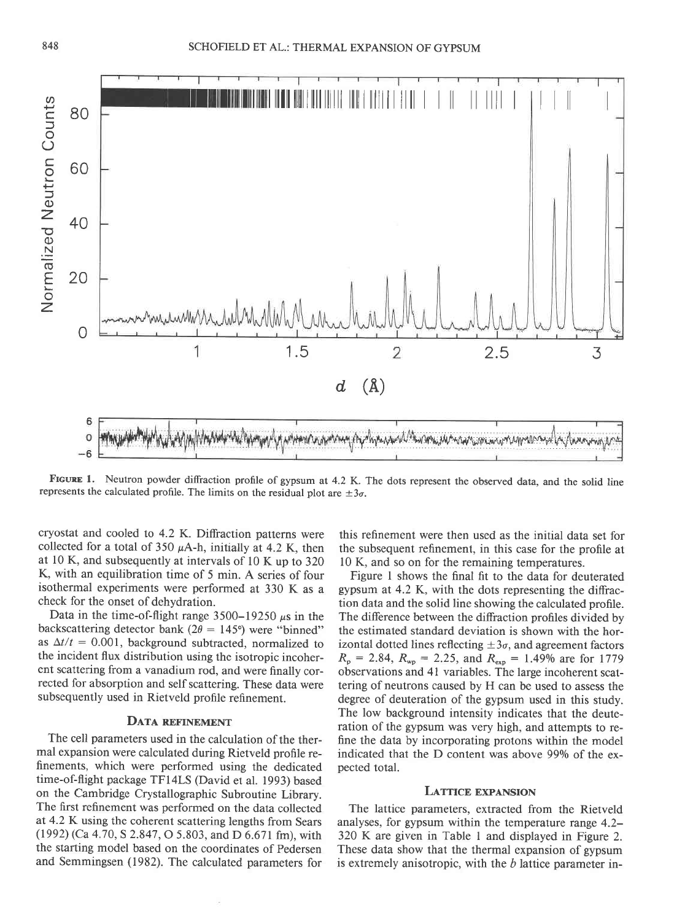FIGURE 1. Neutron powder diffraction profile of gypsum at 4.2 K. The dots represent the observed data, and the solid line represents the calculated profile. The limits on the residual plot are $\pm 3\sigma$.

cryostat and cooled to 4.2 K. Diffraction patterns were collected for a total of 350 $\mu$A-h, initially at 4.2 K, then at 10 K, and subsequently at intervals of 10 K up to 320 K, with an equilibration time of 5 min. A series of four isothermal experiments were performed at 330 K as a check for the onset of dehydration.

Data in the time-of-flight range 3500–19250 $\mu$s in the backscattering detector bank ($2\theta = 145°$) were "binned" as $\Delta t/t = 0.001$, background subtracted, normalized to the incident flux distribution using the isotropic incoherent scattering from a vanadium rod, and were finally corrected for absorption and self scattering. These data were subsequently used in Rietveld profile refinement.

## DATA REFINEMENT

The cell parameters used in the calculation of the thermal expansion were calculated during Rietveld profile refinements, which were performed using the dedicated time-of-flight package TF14LS (David et al. 1993) based on the Cambridge Crystallographic Subroutine Library. The first refinement was performed on the data collected at 4.2 K using the coherent scattering lengths from Sears (1992) (Ca 4.70, S 2.847, O 5.803, and D 6.671 fm), with the starting model based on the coordinates of Pedersen and Semmingsen (1982). The calculated parameters for this refinement were then used as the initial data set for the subsequent refinement, in this case for the profile at 10 K, and so on for the remaining temperatures.

Figure 1 shows the final fit to the data for deuterated gypsum at 4.2 K, with the dots representing the diffraction data and the solid line showing the calculated profile. The difference between the diffraction profiles divided by the estimated standard deviation is shown with the horizontal dotted lines reflecting $\pm 3\sigma$, and agreement factors $R_p = 2.84$, $R_{wp} = 2.25$, and $R_{exp} = 1.49\%$ are for 1779 observations and 41 variables. The large incoherent scattering of neutrons caused by H can be used to assess the degree of deuteration of the gypsum used in this study. The low background intensity indicates that the deuteration of the gypsum was very high, and attempts to refine the data by incorporating protons within the model indicated that the D content was above 99% of the expected total.

## LATTICE EXPANSION

The lattice parameters, extracted from the Rietveld analyses, for gypsum within the temperature range 4.2–320 K are given in Table 1 and displayed in Figure 2. These data show that the thermal expansion of gypsum is extremely anisotropic, with the $b$ lattice parameter in-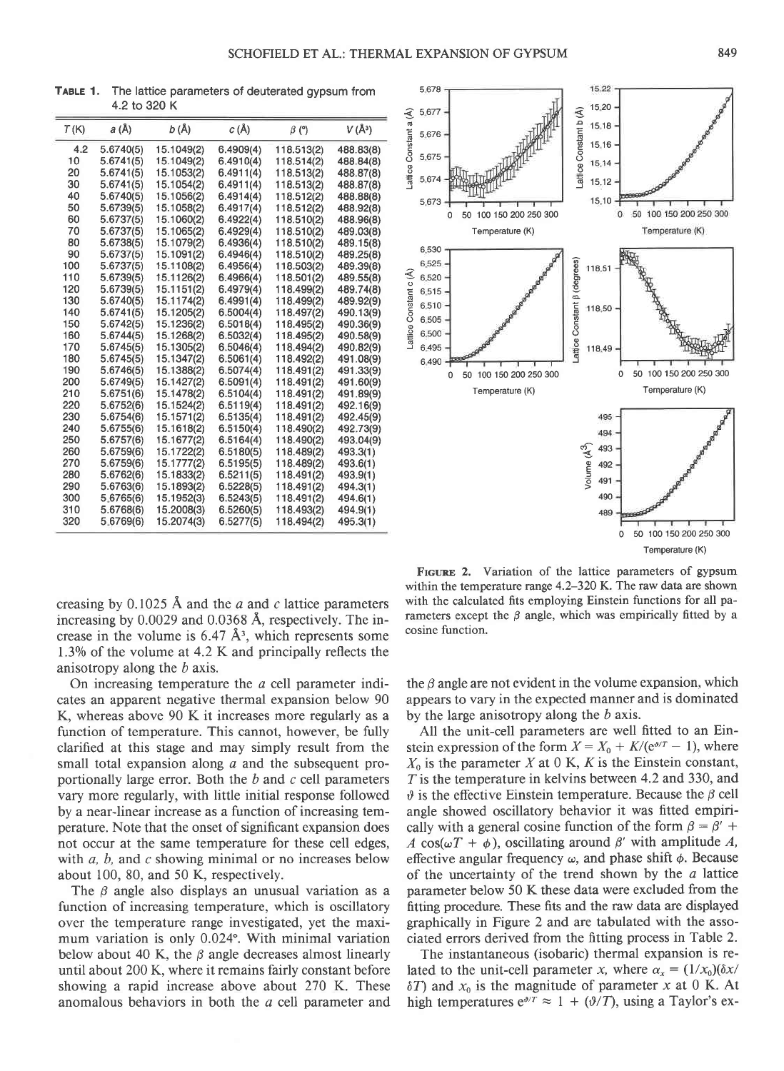**TABLE 1.** The lattice parameters of deuterated gypsum from 4.2 to 320 K

| T (K) | a (Å) | b (Å) | c (Å) | β (°) | V (Å³) |
|---|---|---|---|---|---|
| 4.2 | 5.6740(5) | 15.1049(2) | 6.4909(4) | 118.513(2) | 488.83(8) |
| 10 | 5.6741(5) | 15.1049(2) | 6.4910(4) | 118.514(2) | 488.84(8) |
| 20 | 5.6741(5) | 15.1053(2) | 6.4911(4) | 118.513(2) | 488.87(8) |
| 30 | 5.6741(5) | 15.1054(2) | 6.4911(4) | 118.513(2) | 488.87(8) |
| 40 | 5.6740(5) | 15.1056(2) | 6.4914(4) | 118.512(2) | 488.88(8) |
| 50 | 5.6739(5) | 15.1058(2) | 6.4917(4) | 118.512(2) | 488.92(8) |
| 60 | 5.6737(5) | 15.1060(2) | 6.4922(4) | 118.510(2) | 488.96(8) |
| 70 | 5.6737(5) | 15.1065(2) | 6.4929(4) | 118.510(2) | 489.03(8) |
| 80 | 5.6738(5) | 15.1079(2) | 6.4936(4) | 118.510(2) | 489.15(8) |
| 90 | 5.6737(5) | 15.1091(2) | 6.4946(4) | 118.510(2) | 489.25(8) |
| 100 | 5.6737(5) | 15.1108(2) | 6.4956(4) | 118.503(2) | 489.39(8) |
| 110 | 5.6739(5) | 15.1126(2) | 6.4966(4) | 118.501(2) | 489.55(8) |
| 120 | 5.6739(5) | 15.1151(2) | 6.4979(4) | 118.499(2) | 489.74(8) |
| 130 | 5.6740(5) | 15.1174(2) | 6.4991(4) | 118.499(2) | 489.92(9) |
| 140 | 5.6741(5) | 15.1205(2) | 6.5004(4) | 118.497(2) | 490.13(9) |
| 150 | 5.6742(5) | 15.1236(2) | 6.5018(4) | 118.495(2) | 490.36(9) |
| 160 | 5.6744(5) | 15.1268(2) | 6.5032(4) | 118.495(2) | 490.58(9) |
| 170 | 5.6745(5) | 15.1305(2) | 6.5046(4) | 118.494(2) | 490.82(9) |
| 180 | 5.6745(5) | 15.1347(2) | 6.5061(4) | 118.492(2) | 491.08(9) |
| 190 | 5.6746(5) | 15.1388(2) | 6.5074(4) | 118.491(2) | 491.33(9) |
| 200 | 5.6749(5) | 15.1427(2) | 6.5091(4) | 118.491(2) | 491.60(9) |
| 210 | 5.6751(6) | 15.1478(2) | 6.5104(4) | 118.491(2) | 491.89(9) |
| 220 | 5.6752(6) | 15.1524(2) | 6.5119(4) | 118.491(2) | 492.16(9) |
| 230 | 5.6754(6) | 15.1571(2) | 6.5135(4) | 118.491(2) | 492.45(9) |
| 240 | 5.6755(6) | 15.1618(2) | 6.5150(4) | 118.490(2) | 492.73(9) |
| 250 | 5.6757(6) | 15.1677(2) | 6.5164(4) | 118.490(2) | 493.04(9) |
| 260 | 5.6759(6) | 15.1722(2) | 6.5180(5) | 118.489(2) | 493.3(1) |
| 270 | 5.6759(6) | 15.1777(2) | 6.5195(5) | 118.489(2) | 493.6(1) |
| 280 | 5.6762(6) | 15.1833(2) | 6.5211(5) | 118.491(2) | 493.9(1) |
| 290 | 5.6763(6) | 15.1893(2) | 6.5228(5) | 118.491(2) | 494.3(1) |
| 300 | 5.6765(6) | 15.1952(3) | 6.5243(5) | 118.491(2) | 494.6(1) |
| 310 | 5.6768(6) | 15.2008(3) | 6.5260(5) | 118.493(2) | 494.9(1) |
| 320 | 5.6769(6) | 15.2074(3) | 6.5277(5) | 118.494(2) | 495.3(1) |

**FIGURE 2.** Variation of the lattice parameters of gypsum within the temperature range 4.2–320 K. The raw data are shown with the calculated fits employing Einstein functions for all parameters except the $\beta$ angle, which was empirically fitted by a cosine function.

creasing by 0.1025 Å and the $a$ and $c$ lattice parameters increasing by 0.0029 and 0.0368 Å, respectively. The increase in the volume is 6.47 Å$^3$, which represents some 1.3% of the volume at 4.2 K and principally reflects the anisotropy along the $b$ axis.

On increasing temperature the $a$ cell parameter indicates an apparent negative thermal expansion below 90 K, whereas above 90 K it increases more regularly as a function of temperature. This cannot, however, be fully clarified at this stage and may simply result from the small total expansion along $a$ and the subsequent proportionally large error. Both the $b$ and $c$ cell parameters vary more regularly, with little initial response followed by a near-linear increase as a function of increasing temperature. Note that the onset of significant expansion does not occur at the same temperature for these cell edges, with $a$, $b$, and $c$ showing minimal or no increases below about 100, 80, and 50 K, respectively.

The $\beta$ angle also displays an unusual variation as a function of increasing temperature, which is oscillatory over the temperature range investigated, yet the maximum variation is only 0.024°. With minimal variation below about 40 K, the $\beta$ angle decreases almost linearly until about 200 K, where it remains fairly constant before showing a rapid increase above about 270 K. These anomalous behaviors in both the $a$ cell parameter and the $\beta$ angle are not evident in the volume expansion, which appears to vary in the expected manner and is dominated by the large anisotropy along the $b$ axis.

All the unit-cell parameters are well fitted to an Einstein expression of the form $X = X_0 + K/(e^{\vartheta/T} - 1)$, where $X_0$ is the parameter $X$ at 0 K, $K$ is the Einstein constant, $T$ is the temperature in kelvins between 4.2 and 330, and $\vartheta$ is the effective Einstein temperature. Because the $\beta$ cell angle showed oscillatory behavior it was fitted empirically with a general cosine function of the form $\beta = \beta' + A\cos(\omega T + \phi)$, oscillating around $\beta'$ with amplitude $A$, effective angular frequency $\omega$, and phase shift $\phi$. Because of the uncertainty of the trend shown by the $a$ lattice parameter below 50 K these data were excluded from the fitting procedure. These fits and the raw data are displayed graphically in Figure 2 and are tabulated with the associated errors derived from the fitting process in Table 2.

The instantaneous (isobaric) thermal expansion is related to the unit-cell parameter $x$, where $\alpha_x = (1/x_0)(\delta x/\delta T)$ and $x_0$ is the magnitude of parameter $x$ at 0 K. At high temperatures $e^{\vartheta/T} \approx 1 + (\vartheta/T)$, using a Taylor's ex-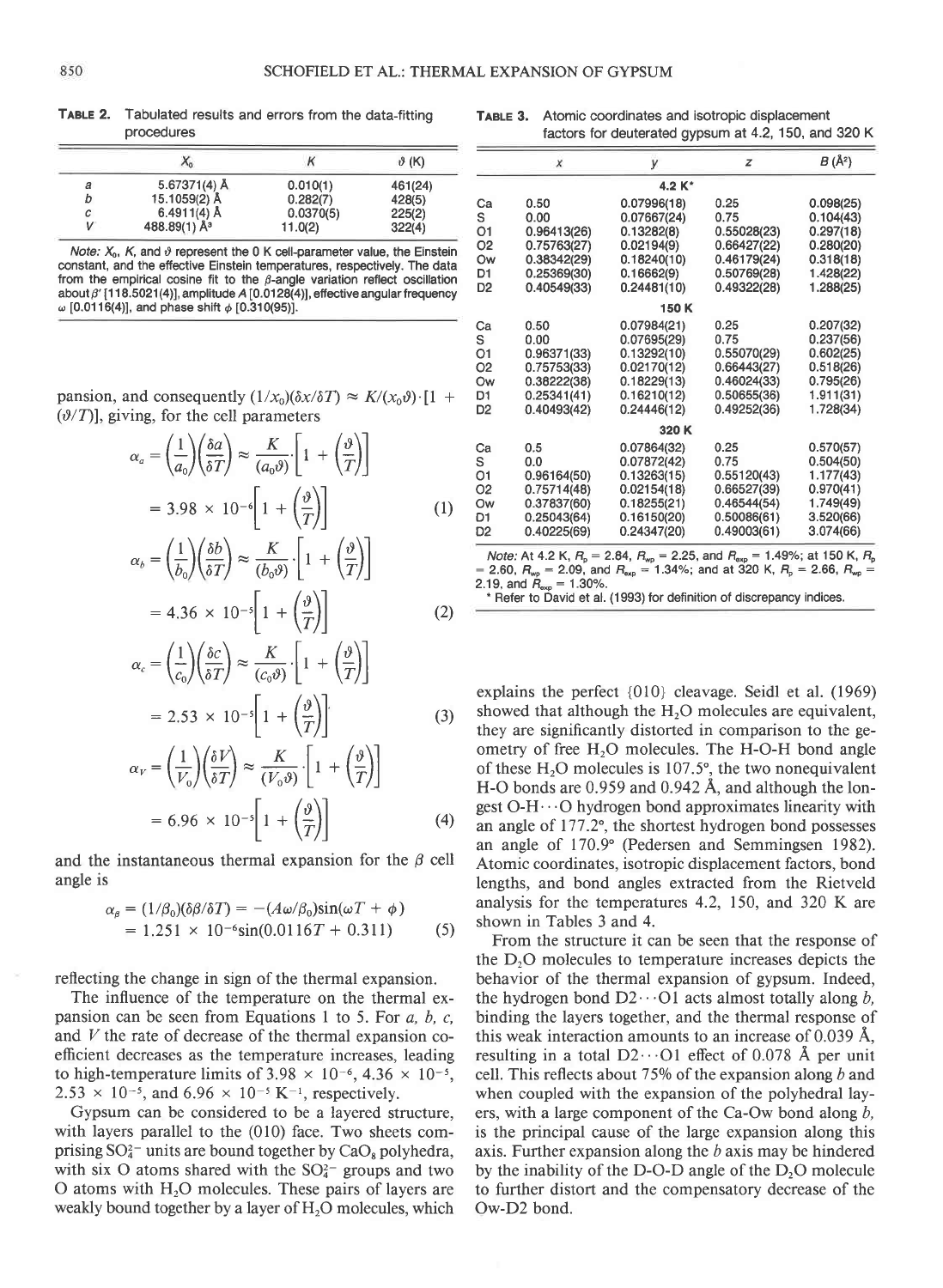**TABLE 2.** Tabulated results and errors from the data-fitting procedures

| | $X_0$ | $K$ | $\vartheta$ (K) |
|---|---|---|---|
| a | 5.67371(4) Å | 0.010(1) | 461(24) |
| b | 15.1059(2) Å | 0.282(7) | 428(5) |
| c | 6.4911(4) Å | 0.0370(5) | 225(2) |
| V | 488.89(1) Å$^3$ | 11.0(2) | 322(4) |

*Note:* $X_0$, $K$, and $\vartheta$ represent the 0 K cell-parameter value, the Einstein constant, and the effective Einstein temperatures, respectively. The data from the empirical cosine fit to the $\beta$-angle variation reflect oscillation about $\beta'$ [118.5021(4)], amplitude $A$ [0.0128(4)], effective angular frequency $\omega$ [0.0116(4)], and phase shift $\phi$ [0.310(95)].

pansion, and consequently $(1/x_0)(\delta x/\delta T) \approx K/(x_0\vartheta)\cdot[1 + (\vartheta/T)]$, giving, for the cell parameters

$$\alpha_a = \left(\frac{1}{a_0}\right)\left(\frac{\delta a}{\delta T}\right) \approx \frac{K}{(a_0\vartheta)}\cdot\left[1 + \left(\frac{\vartheta}{T}\right)\right] = 3.98 \times 10^{-6}\left[1 + \left(\frac{\vartheta}{T}\right)\right] \quad (1)$$

$$\alpha_b = \left(\frac{1}{b_0}\right)\left(\frac{\delta b}{\delta T}\right) \approx \frac{K}{(b_0\vartheta)}\cdot\left[1 + \left(\frac{\vartheta}{T}\right)\right] = 4.36 \times 10^{-5}\left[1 + \left(\frac{\vartheta}{T}\right)\right] \quad (2)$$

$$\alpha_c = \left(\frac{1}{c_0}\right)\left(\frac{\delta c}{\delta T}\right) \approx \frac{K}{(c_0\vartheta)}\cdot\left[1 + \left(\frac{\vartheta}{T}\right)\right] = 2.53 \times 10^{-5}\left[1 + \left(\frac{\vartheta}{T}\right)\right] \quad (3)$$

$$\alpha_V = \left(\frac{1}{V_0}\right)\left(\frac{\delta V}{\delta T}\right) \approx \frac{K}{(V_0\vartheta)}\cdot\left[1 + \left(\frac{\vartheta}{T}\right)\right] = 6.96 \times 10^{-5}\left[1 + \left(\frac{\vartheta}{T}\right)\right] \quad (4)$$

and the instantaneous thermal expansion for the $\beta$ cell angle is

$$\alpha_\beta = (1/\beta_0)(\delta\beta/\delta T) = -(A\omega/\beta_0)\sin(\omega T + \phi) = 1.251 \times 10^{-6}\sin(0.0116T + 0.311) \quad (5)$$

reflecting the change in sign of the thermal expansion.

The influence of the temperature on the thermal expansion can be seen from Equations 1 to 5. For $a$, $b$, $c$, and $V$ the rate of decrease of the thermal expansion coefficient decreases as the temperature increases, leading to high-temperature limits of $3.98 \times 10^{-6}$, $4.36 \times 10^{-5}$, $2.53 \times 10^{-5}$, and $6.96 \times 10^{-5}$ $K^{-1}$, respectively.

Gypsum can be considered to be a layered structure, with layers parallel to the (010) face. Two sheets comprising $SO_4^{2-}$ units are bound together by $CaO_8$ polyhedra, with six O atoms shared with the $SO_4^{2-}$ groups and two O atoms with $H_2O$ molecules. These pairs of layers are weakly bound together by a layer of $H_2O$ molecules, which explains the perfect {010} cleavage. Seidl et al. (1969) showed that although the $H_2O$ molecules are equivalent, they are significantly distorted in comparison to the geometry of free $H_2O$ molecules. The H-O-H bond angle of these $H_2O$ molecules is 107.5°, the two nonequivalent H-O bonds are 0.959 and 0.942 Å, and although the longest O-H···O hydrogen bond approximates linearity with an angle of 177.2°, the shortest hydrogen bond possesses an angle of 170.9° (Pedersen and Semmingsen 1982). Atomic coordinates, isotropic displacement factors, bond lengths, and bond angles extracted from the Rietveld analysis for the temperatures 4.2, 150, and 320 K are shown in Tables 3 and 4.

From the structure it can be seen that the response of the $D_2O$ molecules to temperature increases depicts the behavior of the thermal expansion of gypsum. Indeed, the hydrogen bond D2···O1 acts almost totally along $b$, binding the layers together, and the thermal response of this weak interaction amounts to an increase of 0.039 Å, resulting in a total D2···O1 effect of 0.078 Å per unit cell. This reflects about 75% of the expansion along $b$ and when coupled with the expansion of the polyhedral layers, with a large component of the Ca-Ow bond along $b$, is the principal cause of the large expansion along this axis. Further expansion along the $b$ axis may be hindered by the inability of the D-O-D angle of the $D_2O$ molecule to further distort and the compensatory decrease of the Ow-D2 bond.

**TABLE 3.** Atomic coordinates and isotropic displacement factors for deuterated gypsum at 4.2, 150, and 320 K

| | x | y | z | B (Å$^2$) |
|---|---|---|---|---|
| | | **4.2 K*** | | |
| Ca | 0.50 | 0.07996(18) | 0.25 | 0.098(25) |
| S | 0.00 | 0.07667(24) | 0.75 | 0.104(43) |
| O1 | 0.96413(26) | 0.13282(8) | 0.55028(23) | 0.297(18) |
| O2 | 0.75763(27) | 0.02194(9) | 0.66427(22) | 0.280(20) |
| Ow | 0.38342(29) | 0.18240(10) | 0.46179(24) | 0.318(18) |
| D1 | 0.25369(30) | 0.16662(9) | 0.50769(28) | 1.428(22) |
| D2 | 0.40549(33) | 0.24481(10) | 0.49322(28) | 1.288(25) |
| | | **150 K** | | |
| Ca | 0.50 | 0.07984(21) | 0.25 | 0.207(32) |
| S | 0.00 | 0.07695(29) | 0.75 | 0.237(56) |
| O1 | 0.96371(33) | 0.13292(10) | 0.55070(29) | 0.602(25) |
| O2 | 0.75753(33) | 0.02170(12) | 0.66443(27) | 0.518(26) |
| Ow | 0.38222(38) | 0.18229(13) | 0.46024(33) | 0.795(26) |
| D1 | 0.25341(41) | 0.16210(12) | 0.50655(36) | 1.911(31) |
| D2 | 0.40493(42) | 0.24446(12) | 0.49252(36) | 1.728(34) |
| | | **320 K** | | |
| Ca | 0.5 | 0.07864(32) | 0.25 | 0.570(57) |
| S | 0.0 | 0.07872(42) | 0.75 | 0.504(50) |
| O1 | 0.96164(50) | 0.13263(15) | 0.55120(43) | 1.177(43) |
| O2 | 0.75714(48) | 0.02154(18) | 0.66527(39) | 0.970(41) |
| Ow | 0.37837(60) | 0.18255(21) | 0.46544(54) | 1.749(49) |
| D1 | 0.25043(64) | 0.16150(20) | 0.50086(61) | 3.520(66) |
| D2 | 0.40225(69) | 0.24347(20) | 0.49003(61) | 3.074(66) |

*Note:* At 4.2 K, $R_p$ = 2.84, $R_{wp}$ = 2.25, and $R_{exp}$ = 1.49%; at 150 K, $R_p$ = 2.60, $R_{wp}$ = 2.09, and $R_{exp}$ = 1.34%; and at 320 K, $R_p$ = 2.66, $R_{wp}$ = 2.19, and $R_{exp}$ = 1.30%.

\* Refer to David et al. (1993) for definition of discrepancy indices.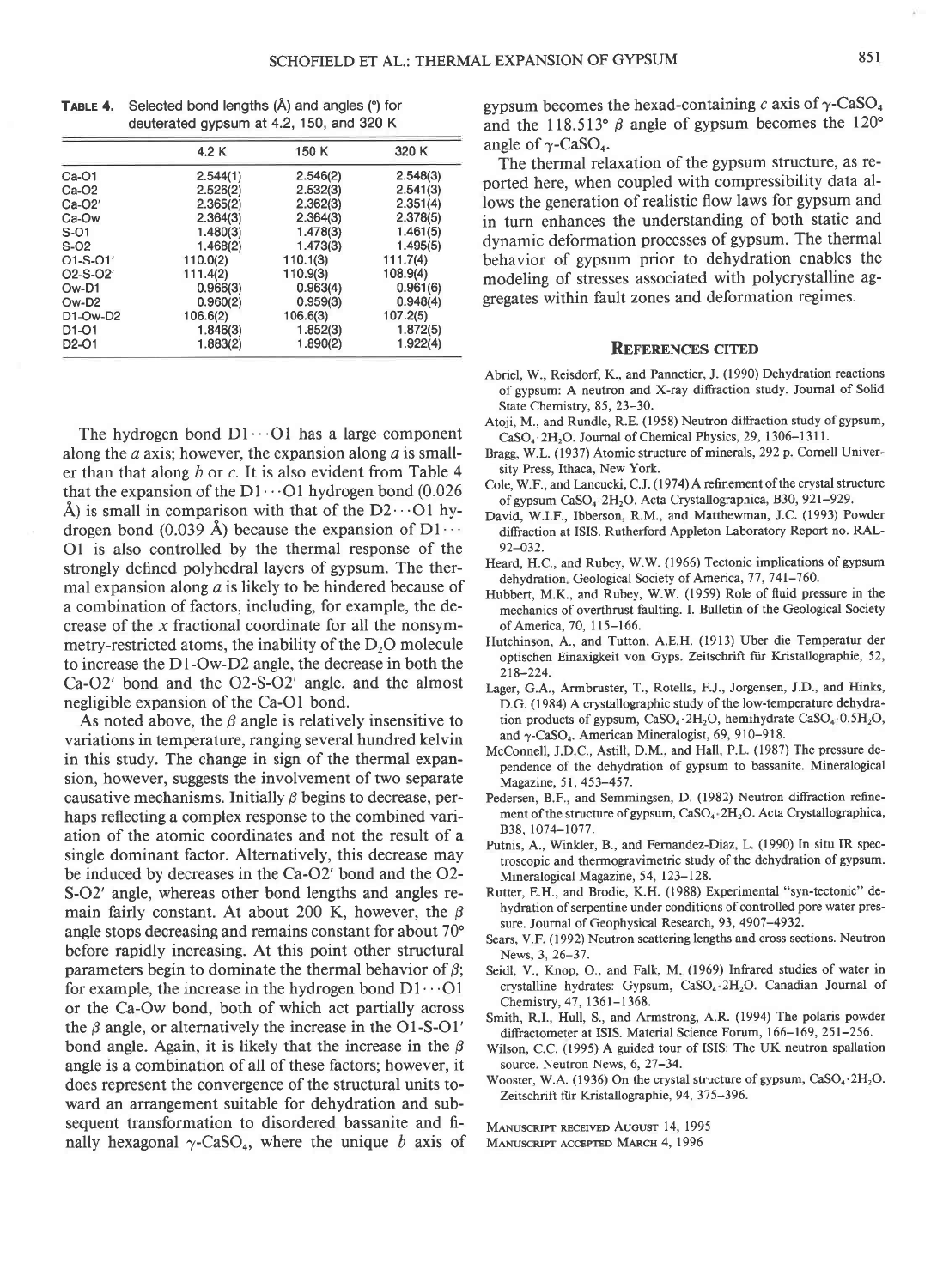**Table 4.** Selected bond lengths (Å) and angles (°) for deuterated gypsum at 4.2, 150, and 320 K

| | 4.2 K | 150 K | 320 K |
|---|---|---|---|
| Ca-O1 | 2.544(1) | 2.546(2) | 2.548(3) |
| Ca-O2 | 2.526(2) | 2.532(3) | 2.541(3) |
| Ca-O2′ | 2.365(2) | 2.362(3) | 2.351(4) |
| Ca-Ow | 2.364(3) | 2.364(3) | 2.378(5) |
| S-O1 | 1.480(3) | 1.478(3) | 1.461(5) |
| S-O2 | 1.468(2) | 1.473(3) | 1.495(5) |
| O1-S-O1′ | 110.0(2) | 110.1(3) | 111.7(4) |
| O2-S-O2′ | 111.4(2) | 110.9(3) | 108.9(4) |
| Ow-D1 | 0.966(3) | 0.963(4) | 0.961(6) |
| Ow-D2 | 0.960(2) | 0.959(3) | 0.948(4) |
| D1-Ow-D2 | 106.6(2) | 106.6(3) | 107.2(5) |
| D1-O1 | 1.846(3) | 1.852(3) | 1.872(5) |
| D2-O1 | 1.883(2) | 1.890(2) | 1.922(4) |

The hydrogen bond D1···O1 has a large component along the *a* axis; however, the expansion along *a* is smaller than that along *b* or *c*. It is also evident from Table 4 that the expansion of the D1···O1 hydrogen bond (0.026 Å) is small in comparison with that of the D2···O1 hydrogen bond (0.039 Å) because the expansion of D1···O1 is also controlled by the thermal response of the strongly defined polyhedral layers of gypsum. The thermal expansion along *a* is likely to be hindered because of a combination of factors, including, for example, the decrease of the *x* fractional coordinate for all the nonsymmetry-restricted atoms, the inability of the $D_2O$ molecule to increase the D1-Ow-D2 angle, the decrease in both the Ca-O2′ bond and the O2-S-O2′ angle, and the almost negligible expansion of the Ca-O1 bond.

As noted above, the $\beta$ angle is relatively insensitive to variations in temperature, ranging several hundred kelvin in this study. The change in sign of the thermal expansion, however, suggests the involvement of two separate causative mechanisms. Initially $\beta$ begins to decrease, perhaps reflecting a complex response to the combined variation of the atomic coordinates and not the result of a single dominant factor. Alternatively, this decrease may be induced by decreases in the Ca-O2′ bond and the O2-S-O2′ angle, whereas other bond lengths and angles remain fairly constant. At about 200 K, however, the $\beta$ angle stops decreasing and remains constant for about 70° before rapidly increasing. At this point other structural parameters begin to dominate the thermal behavior of $\beta$; for example, the increase in the hydrogen bond D1···O1 or the Ca-Ow bond, both of which act partially across the $\beta$ angle, or alternatively the increase in the O1-S-O1′ bond angle. Again, it is likely that the increase in the $\beta$ angle is a combination of all of these factors; however, it does represent the convergence of the structural units toward an arrangement suitable for dehydration and subsequent transformation to disordered bassanite and finally hexagonal $\gamma$-$CaSO_4$, where the unique *b* axis of gypsum becomes the hexad-containing *c* axis of $\gamma$-$CaSO_4$ and the 118.513° $\beta$ angle of gypsum becomes the 120° angle of $\gamma$-$CaSO_4$.

The thermal relaxation of the gypsum structure, as reported here, when coupled with compressibility data allows the generation of realistic flow laws for gypsum and in turn enhances the understanding of both static and dynamic deformation processes of gypsum. The thermal behavior of gypsum prior to dehydration enables the modeling of stresses associated with polycrystalline aggregates within fault zones and deformation regimes.

## References cited

Abriel, W., Reisdorf, K., and Pannetier, J. (1990) Dehydration reactions of gypsum: A neutron and X-ray diffraction study. Journal of Solid State Chemistry, 85, 23–30.

Atoji, M., and Rundle, R.E. (1958) Neutron diffraction study of gypsum, $CaSO_4 \cdot 2H_2O$. Journal of Chemical Physics, 29, 1306–1311.

Bragg, W.L. (1937) Atomic structure of minerals, 292 p. Cornell University Press, Ithaca, New York.

Cole, W.F., and Lancucki, C.J. (1974) A refinement of the crystal structure of gypsum $CaSO_4 \cdot 2H_2O$. Acta Crystallographica, B30, 921–929.

David, W.I.F., Ibberson, R.M., and Matthewman, J.C. (1993) Powder diffraction at ISIS. Rutherford Appleton Laboratory Report no. RAL-92-032.

Heard, H.C., and Rubey, W.W. (1966) Tectonic implications of gypsum dehydration. Geological Society of America, 77, 741–760.

Hubbert, M.K., and Rubey, W.W. (1959) Role of fluid pressure in the mechanics of overthrust faulting. I. Bulletin of the Geological Society of America, 70, 115–166.

Hutchinson, A., and Tutton, A.E.H. (1913) Über die Temperatur der optischen Einaxigkeit von Gyps. Zeitschrift für Kristallographie, 52, 218–224.

Lager, G.A., Armbruster, T., Rotella, F.J., Jorgensen, J.D., and Hinks, D.G. (1984) A crystallographic study of the low-temperature dehydration products of gypsum, $CaSO_4 \cdot 2H_2O$, hemihydrate $CaSO_4 \cdot 0.5H_2O$, and $\gamma$-$CaSO_4$. American Mineralogist, 69, 910–918.

McConnell, J.D.C., Astill, D.M., and Hall, P.L. (1987) The pressure dependence of the dehydration of gypsum to bassanite. Mineralogical Magazine, 51, 453–457.

Pedersen, B.F., and Semmingsen, D. (1982) Neutron diffraction refinement of the structure of gypsum, $CaSO_4 \cdot 2H_2O$. Acta Crystallographica, B38, 1074–1077.

Putnis, A., Winkler, B., and Fernandez-Diaz, L. (1990) In situ IR spectroscopic and thermogravimetric study of the dehydration of gypsum. Mineralogical Magazine, 54, 123–128.

Rutter, E.H., and Brodie, K.H. (1988) Experimental "syn-tectonic" dehydration of serpentine under conditions of controlled pore water pressure. Journal of Geophysical Research, 93, 4907–4932.

Sears, V.F. (1992) Neutron scattering lengths and cross sections. Neutron News, 3, 26–37.

Seidl, V., Knop, O., and Falk, M. (1969) Infrared studies of water in crystalline hydrates: Gypsum, $CaSO_4 \cdot 2H_2O$. Canadian Journal of Chemistry, 47, 1361–1368.

Smith, R.I., Hull, S., and Armstrong, A.R. (1994) The polaris powder diffractometer at ISIS. Material Science Forum, 166–169, 251–256.

Wilson, C.C. (1995) A guided tour of ISIS: The UK neutron spallation source. Neutron News, 6, 27–34.

Wooster, W.A. (1936) On the crystal structure of gypsum, $CaSO_4 \cdot 2H_2O$. Zeitschrift für Kristallographie, 94, 375–396.

Manuscript received August 14, 1995
Manuscript accepted March 4, 1996